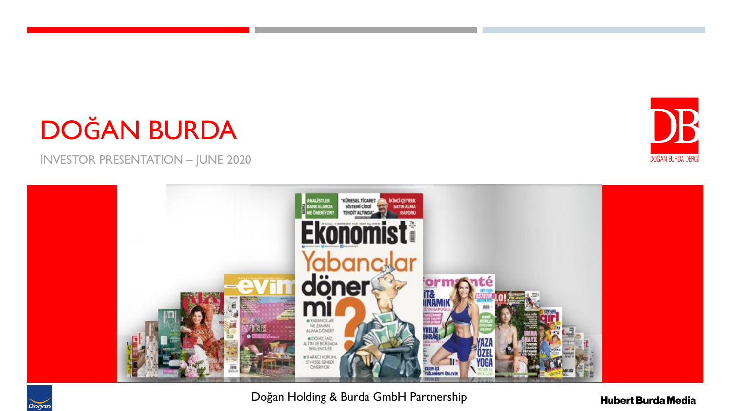# DOĞAN BURDA

INVESTOR PRESENTATION – JUNE 2020

Doğan Holding & Burda GmbH Partnership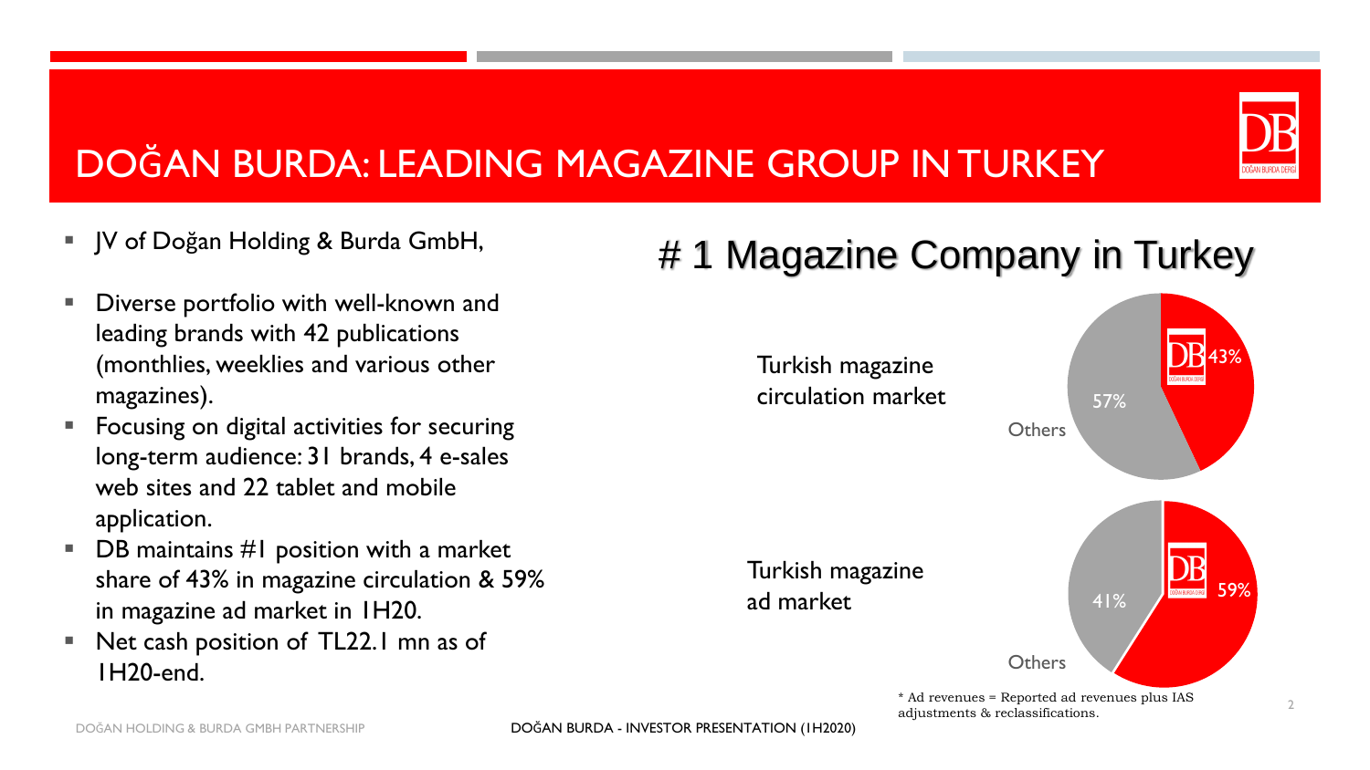# DOĞAN BURDA: LEADING MAGAZINE GROUP IN TURKEY

- JV of Doğan Holding & Burda GmbH,
- Diverse portfolio with well-known and leading brands with 42 publications (monthlies, weeklies and various other magazines).
- Focusing on digital activities for securing long-term audience: 31 brands, 4 e-sales web sites and 22 tablet and mobile application.
- DB maintains #1 position with a market share of 43% in magazine circulation & 59% in magazine ad market in 1H20.
- Net cash position of TL22.1 mn as of 1H20-end.

## # 1 Magazine Company in Turkey

Turkish magazine circulation market

| | Share |
|---|---|
| DB | 43% |
| Others | 57% |

Turkish magazine ad market

| | Share |
|---|---|
| DB | 59% |
| Others | 41% |

* Ad revenues = Reported ad revenues plus IAS adjustments & reclassifications.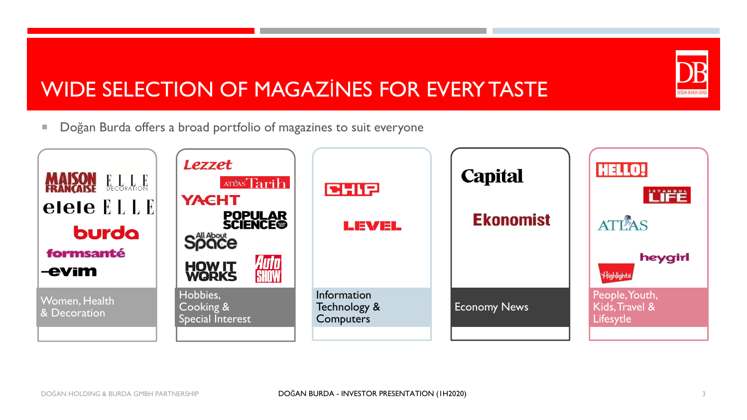# WIDE SELECTION OF MAGAZİNES FOR EVERY TASTE

- Doğan Burda offers a broad portfolio of magazines to suit everyone

| Women, Health & Decoration | Hobbies, Cooking & Special Interest | Information Technology & Computers | Economy News | People, Youth, Kids, Travel & Lifesytle |
|---|---|---|---|---|
| Maison Française | Lezzet | CHIP | Capital | HELLO! |
| Elle Decoration | Atlas Tarih | LEVEL | Ekonomist | İstanbul Life |
| elele | Yacht | | | Atlas |
| ELLE | Popular Science | | | heygirl |
| burda | All About Space | | | Highlights |
| formsanté | How It Works | | | |
| evim | Auto Show | | | |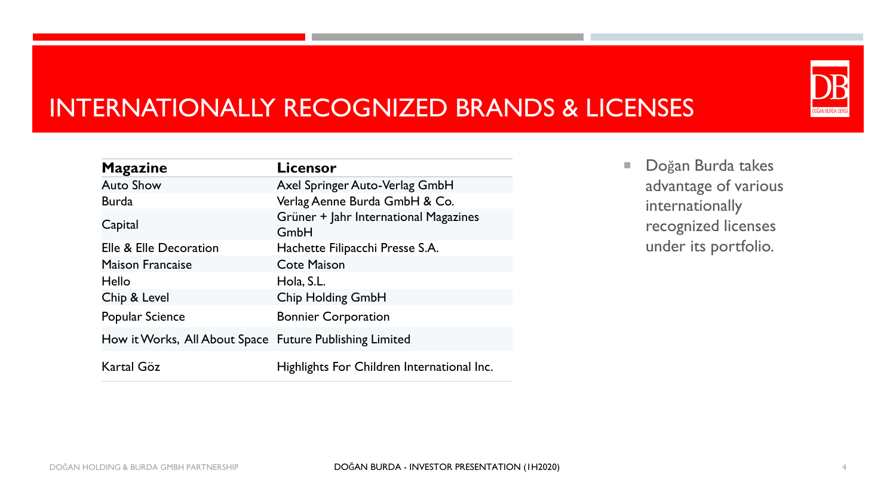# INTERNATIONALLY RECOGNIZED BRANDS & LICENSES

| Magazine | Licensor |
|---|---|
| Auto Show | Axel Springer Auto-Verlag GmbH |
| Burda | Verlag Aenne Burda GmbH & Co. |
| Capital | Grüner + Jahr International Magazines GmbH |
| Elle & Elle Decoration | Hachette Filipacchi Presse S.A. |
| Maison Francaise | Cote Maison |
| Hello | Hola, S.L. |
| Chip & Level | Chip Holding GmbH |
| Popular Science | Bonnier Corporation |
| How it Works, All About Space | Future Publishing Limited |
| Kartal Göz | Highlights For Children International Inc. |

- Doğan Burda takes advantage of various internationally recognized licenses under its portfolio.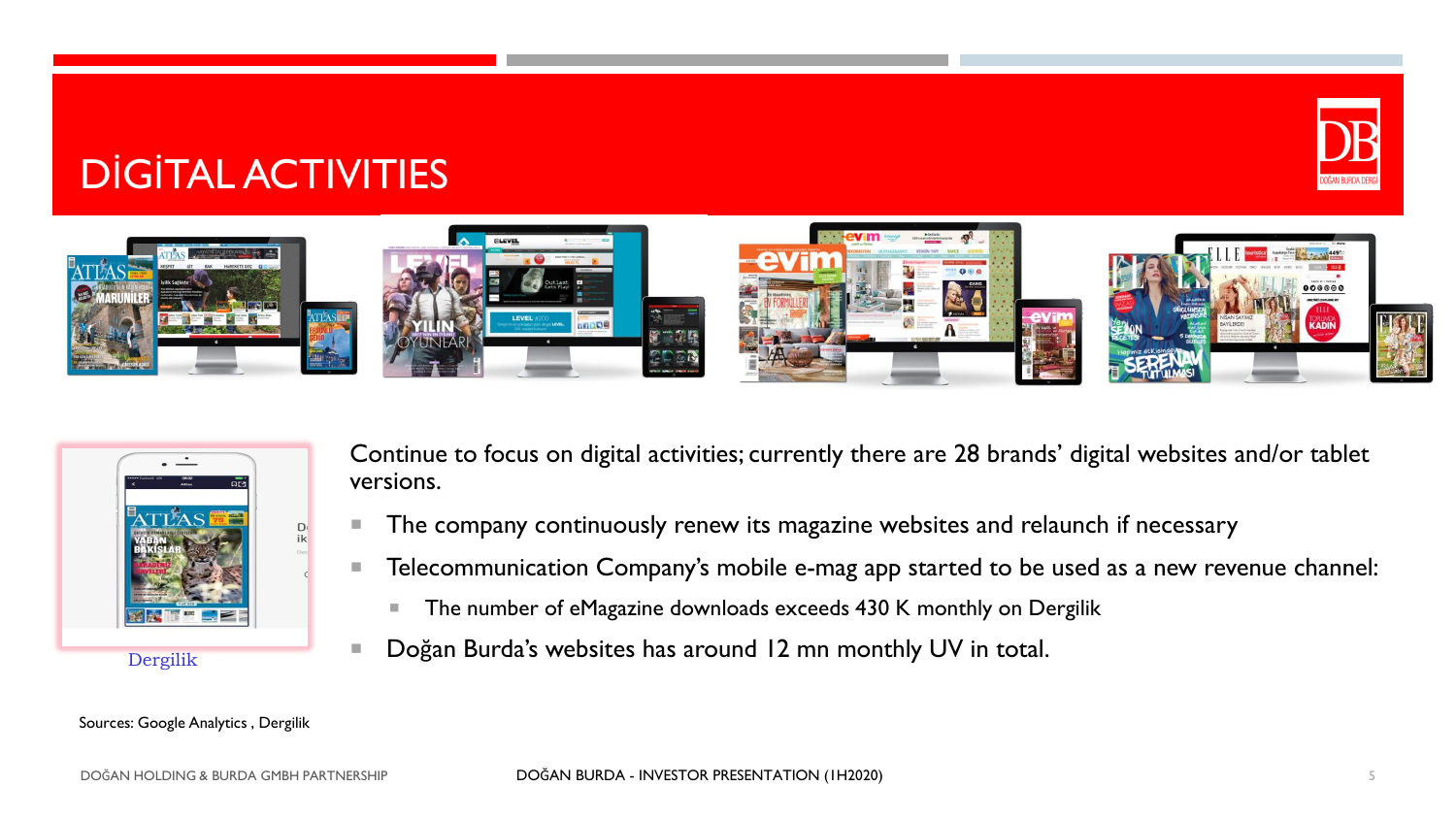# DİGİTAL ACTIVITIES

Dergilik

Continue to focus on digital activities; currently there are 28 brands' digital websites and/or tablet versions.

- The company continuously renew its magazine websites and relaunch if necessary
- Telecommunication Company's mobile e-mag app started to be used as a new revenue channel:
  - The number of eMagazine downloads exceeds 430 K monthly on Dergilik
- Doğan Burda's websites has around 12 mn monthly UV in total.

Sources: Google Analytics , Dergilik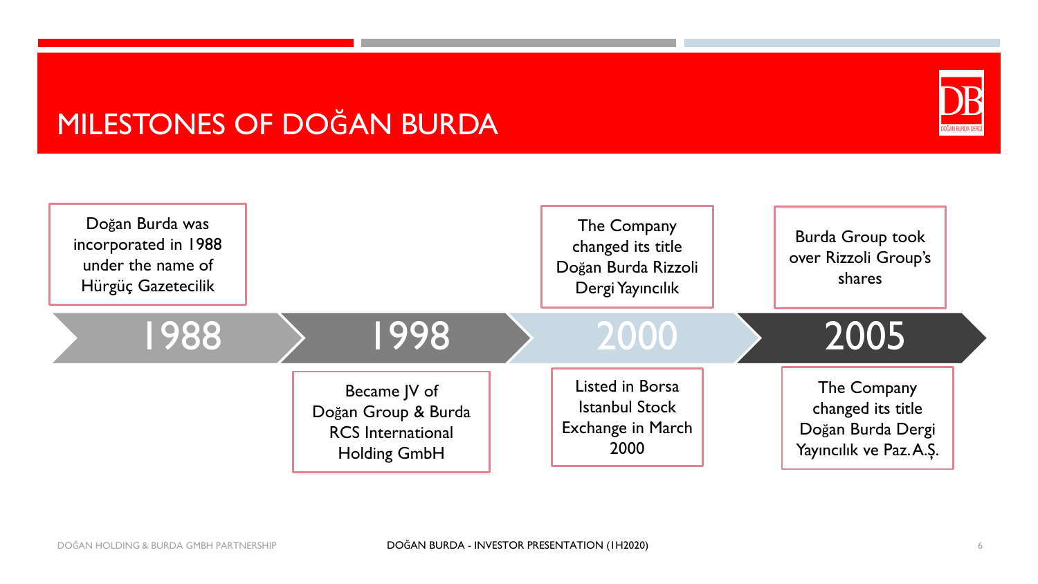# MILESTONES OF DOĞAN BURDA

**1988**
- Doğan Burda was incorporated in 1988 under the name of Hürgüç Gazetecilik

**1998**
- Became JV of Doğan Group & Burda RCS International Holding GmbH

**2000**
- The Company changed its title Doğan Burda Rizzoli Dergi Yayıncılık
- Listed in Borsa Istanbul Stock Exchange in March 2000

**2005**
- Burda Group took over Rizzoli Group's shares
- The Company changed its title Doğan Burda Dergi Yayıncılık ve Paz. A.Ş.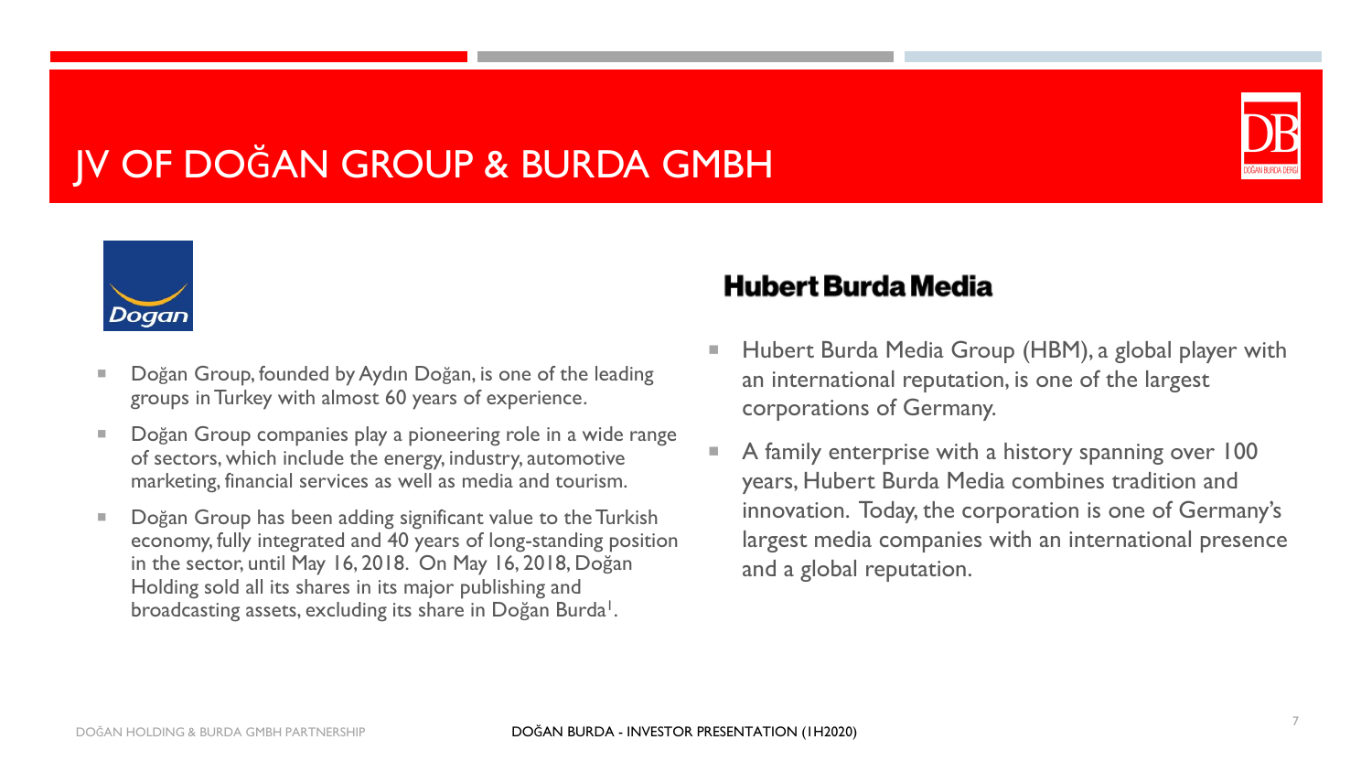# JV OF DOĞAN GROUP & BURDA GMBH

- Doğan Group, founded by Aydın Doğan, is one of the leading groups in Turkey with almost 60 years of experience.
- Doğan Group companies play a pioneering role in a wide range of sectors, which include the energy, industry, automotive marketing, financial services as well as media and tourism.
- Doğan Group has been adding significant value to the Turkish economy, fully integrated and 40 years of long-standing position in the sector, until May 16, 2018. On May 16, 2018, Doğan Holding sold all its shares in its major publishing and broadcasting assets, excluding its share in Doğan Burda[1].

**Hubert Burda Media**

- Hubert Burda Media Group (HBM), a global player with an international reputation, is one of the largest corporations of Germany.
- A family enterprise with a history spanning over 100 years, Hubert Burda Media combines tradition and innovation. Today, the corporation is one of Germany's largest media companies with an international presence and a global reputation.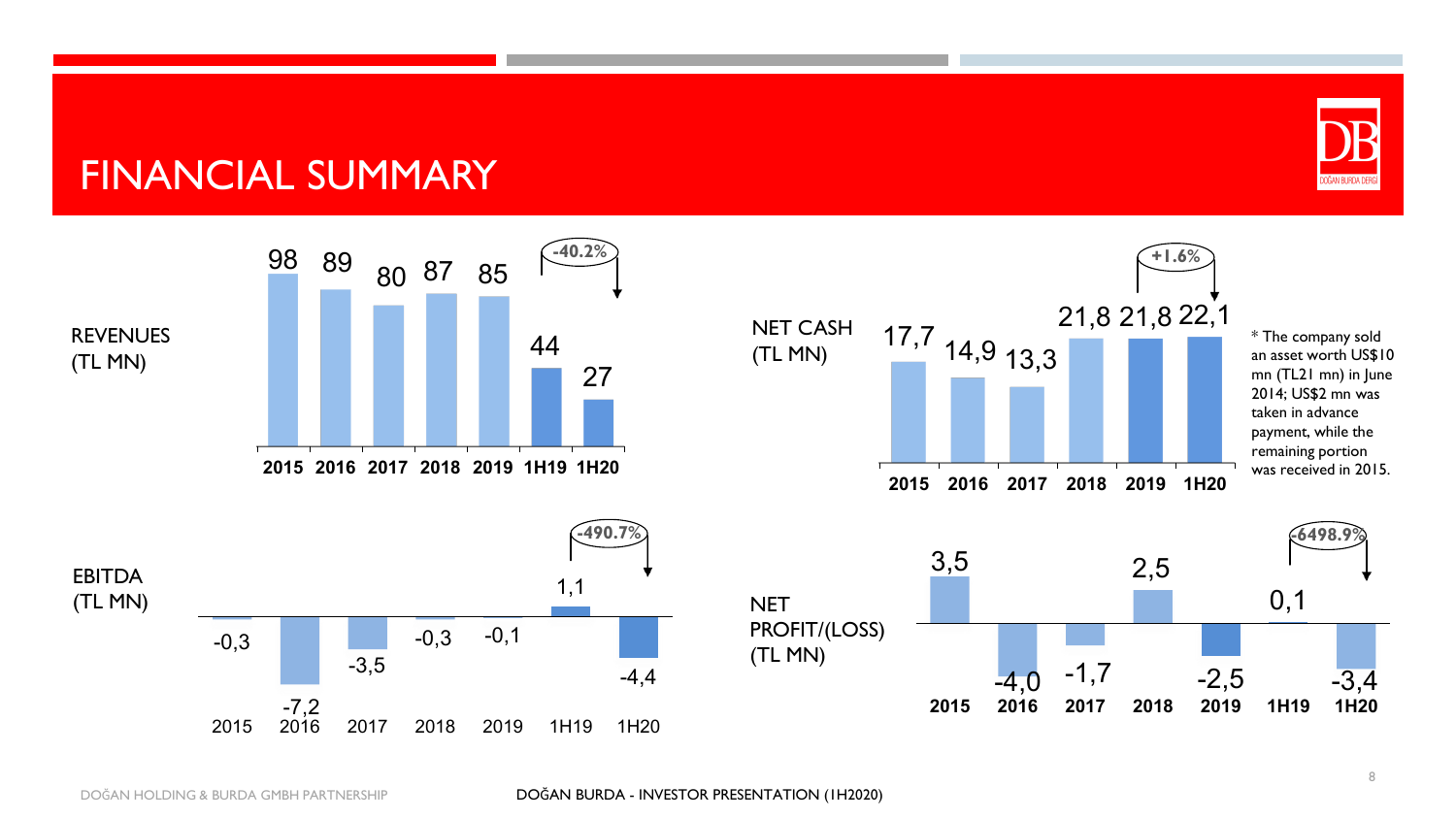# FINANCIAL SUMMARY

**REVENUES (TL MN)**

| 2015 | 2016 | 2017 | 2018 | 2019 | 1H19 | 1H20 |
|---|---|---|---|---|---|---|
| 98 | 89 | 80 | 87 | 85 | 44 | 27 |

-40.2%

**NET CASH (TL MN)**

| 2015 | 2016 | 2017 | 2018 | 2019 | 1H20 |
|---|---|---|---|---|---|
| 17,7 | 14,9 | 13,3 | 21,8 | 21,8 | 22,1 |

+1.6%

* The company sold an asset worth US$10 mn (TL21 mn) in June 2014; US$2 mn was taken in advance payment, while the remaining portion was received in 2015.

**EBITDA (TL MN)**

| 2015 | 2016 | 2017 | 2018 | 2019 | 1H19 | 1H20 |
|---|---|---|---|---|---|---|
| -0,3 | -7,2 | -3,5 | -0,3 | -0,1 | 1,1 | -4,4 |

-490.7%

**NET PROFIT/(LOSS) (TL MN)**

| 2015 | 2016 | 2017 | 2018 | 2019 | 1H19 | 1H20 |
|---|---|---|---|---|---|---|
| 3,5 | -4,0 | -1,7 | 2,5 | -2,5 | 0,1 | -3,4 |

-6498.9%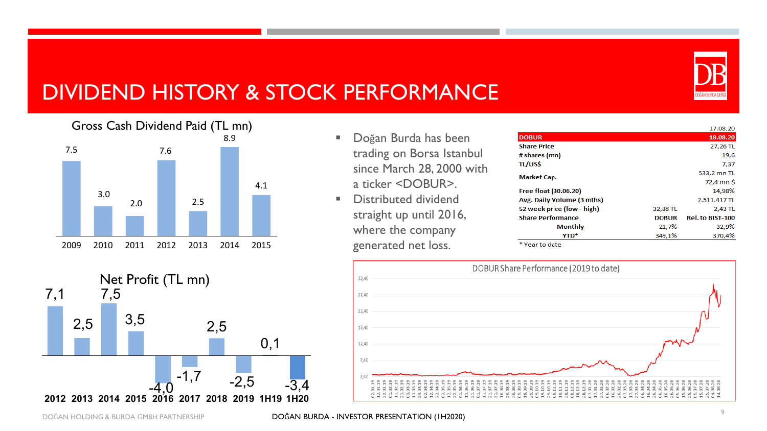# DIVIDEND HISTORY & STOCK PERFORMANCE

**Gross Cash Dividend Paid (TL mn)**

| 2009 | 2010 | 2011 | 2012 | 2013 | 2014 | 2015 |
|---|---|---|---|---|---|---|
| 7.5 | 3.0 | 2.0 | 7.6 | 2.5 | 8.9 | 4.1 |

**Net Profit (TL mn)**

| 2012 | 2013 | 2014 | 2015 | 2016 | 2017 | 2018 | 2019 | 1H19 | 1H20 |
|---|---|---|---|---|---|---|---|---|---|
| 7,1 | 2,5 | 7,5 | 3,5 | -4,0 | -1,7 | 2,5 | -2,5 | 0,1 | -3,4 |

- Doğan Burda has been trading on Borsa Istanbul since March 28, 2000 with a ticker <DOBUR>.
- Distributed dividend straight up until 2016, where the company generated net loss.

| | | 17.08.20 |
|---|---|---|
| **DOBUR** | | **18.08.20** |
| **Share Price** | | 27,26 TL |
| **# shares (mn)** | | 19,6 |
| **TL/US$** | | 7,37 |
| **Market Cap.** | | 533,2 mn TL |
| | | 72,4 mn $ |
| **Free float (30.06.20)** | | 14,98% |
| **Avg. Daily Volume (3 mths)** | | 2.511.417 TL |
| **52 week price (low - high)** | 32,88 TL | 2,43 TL |
| **Share Performance** | **DOBUR** | **Rel. to BIST-100** |
| **Monthly** | 21,7% | 32,9% |
| **YTD*** | 349,1% | 370,4% |

* Year to date

**DOBUR Share Performance (2019 to date)**

DOĞAN HOLDING & BURDA GMBH PARTNERSHIP

DOĞAN BURDA - INVESTOR PRESENTATION (1H2020)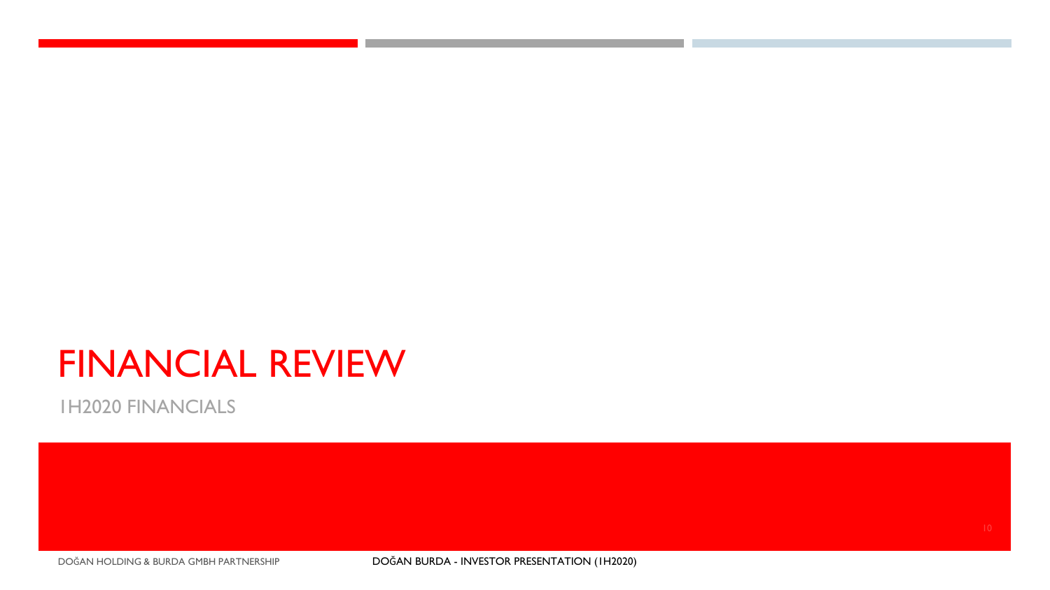# FINANCIAL REVIEW

1H2020 FINANCIALS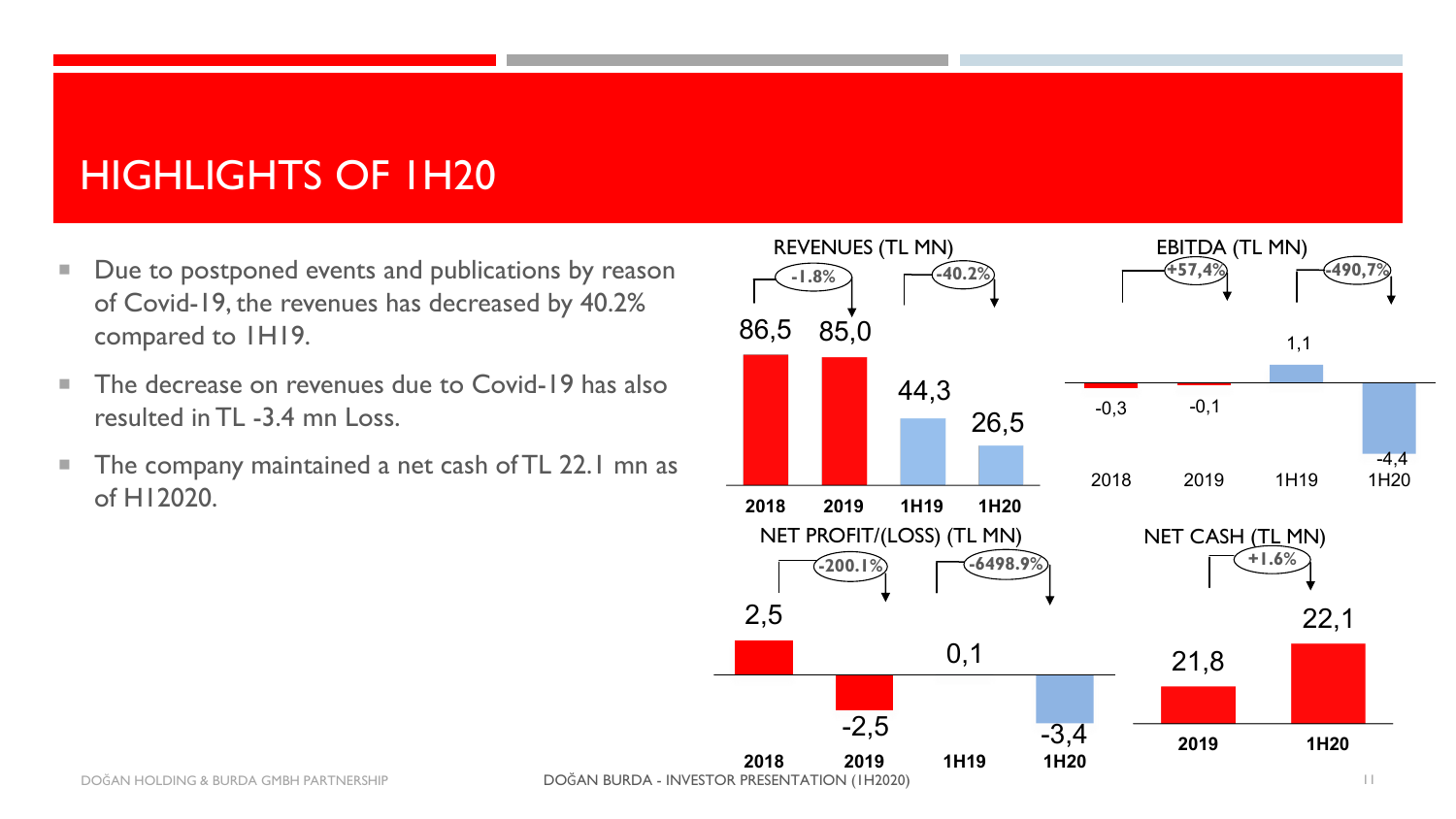# HIGHLIGHTS OF 1H20

- Due to postponed events and publications by reason of Covid-19, the revenues has decreased by 40.2% compared to 1H19.
- The decrease on revenues due to Covid-19 has also resulted in TL -3.4 mn Loss.
- The company maintained a net cash of TL 22.1 mn as of H12020.

**REVENUES (TL MN)**

| 2018 | 2019 | 1H19 | 1H20 |
|---|---|---|---|
| 86,5 | 85,0 | 44,3 | 26,5 |

Change: 2018→2019: -1.8%; 1H19→1H20: -40.2%

**EBITDA (TL MN)**

| 2018 | 2019 | 1H19 | 1H20 |
|---|---|---|---|
| -0,3 | -0,1 | 1,1 | -4,4 |

Change: 2018→2019: +57,4%; 1H19→1H20: -490,7%

**NET PROFIT/(LOSS) (TL MN)**

| 2018 | 2019 | 1H19 | 1H20 |
|---|---|---|---|
| 2,5 | -2,5 | 0,1 | -3,4 |

Change: 2018→2019: -200.1%; 1H19→1H20: -6498.9%

**NET CASH (TL MN)**

| 2019 | 1H20 |
|---|---|
| 21,8 | 22,1 |

Change: +1.6%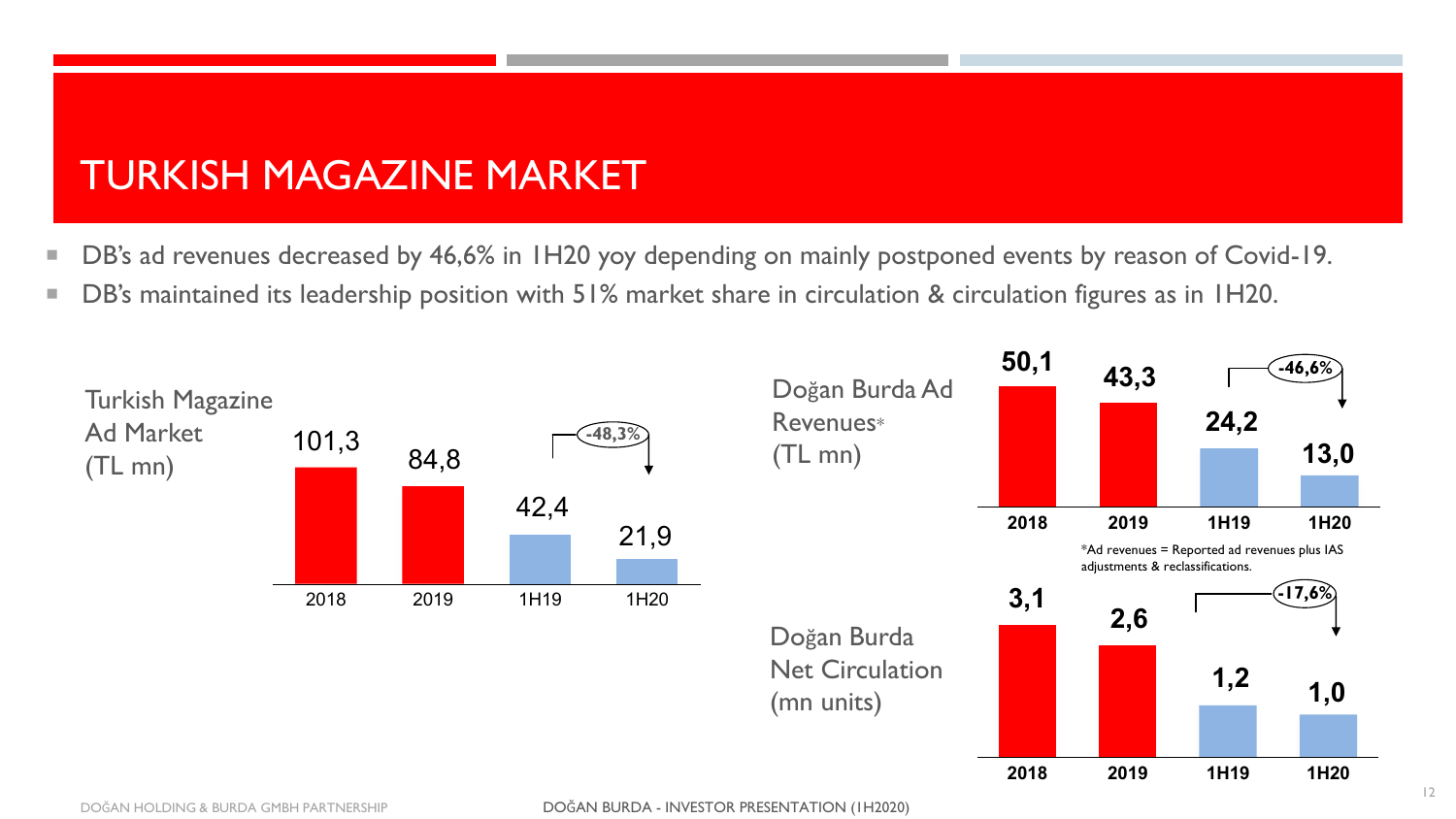# TURKISH MAGAZINE MARKET

- DB's ad revenues decreased by 46,6% in 1H20 yoy depending on mainly postponed events by reason of Covid-19.
- DB's maintained its leadership position with 51% market share in circulation & circulation figures as in 1H20.

**Turkish Magazine Ad Market (TL mn)**

| 2018 | 2019 | 1H19 | 1H20 |
|---|---|---|---|
| 101,3 | 84,8 | 42,4 | 21,9 |

1H19 → 1H20: -48,3%

**Doğan Burda Ad Revenues* (TL mn)**

| 2018 | 2019 | 1H19 | 1H20 |
|---|---|---|---|
| 50,1 | 43,3 | 24,2 | 13,0 |

1H19 → 1H20: -46,6%

*Ad revenues = Reported ad revenues plus IAS adjustments & reclassifications.

**Doğan Burda Net Circulation (mn units)**

| 2018 | 2019 | 1H19 | 1H20 |
|---|---|---|---|
| 3,1 | 2,6 | 1,2 | 1,0 |

1H19 → 1H20: -17,6%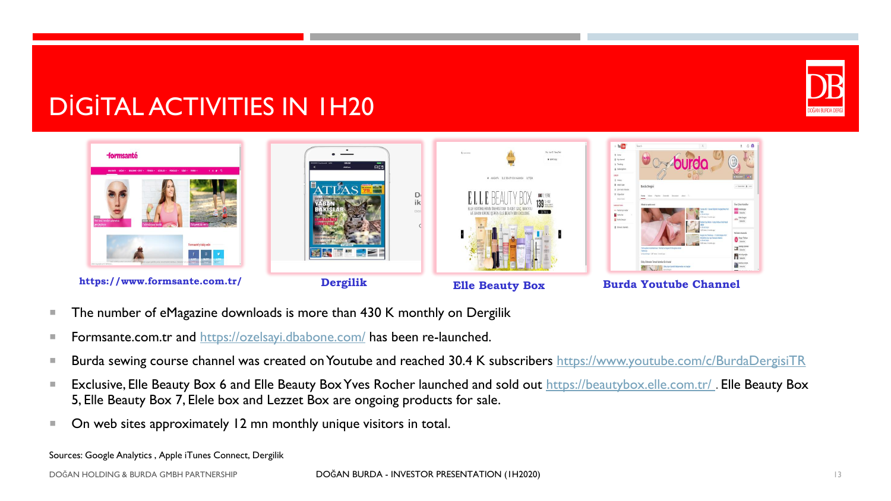# DİGİTAL ACTIVITIES IN 1H20

https://www.formsante.com.tr/ | Dergilik | Elle Beauty Box | Burda Youtube Channel

- The number of eMagazine downloads is more than 430 K monthly on Dergilik
- Formsante.com.tr and https://ozelsayi.dbabone.com/ has been re-launched.
- Burda sewing course channel was created on Youtube and reached 30.4 K subscribers https://www.youtube.com/c/BurdaDergisiTR
- Exclusive, Elle Beauty Box 6 and Elle Beauty Box Yves Rocher launched and sold out https://beautybox.elle.com.tr/ . Elle Beauty Box 5, Elle Beauty Box 7, Elele box and Lezzet Box are ongoing products for sale.
- On web sites approximately 12 mn monthly unique visitors in total.

Sources: Google Analytics , Apple iTunes Connect, Dergilik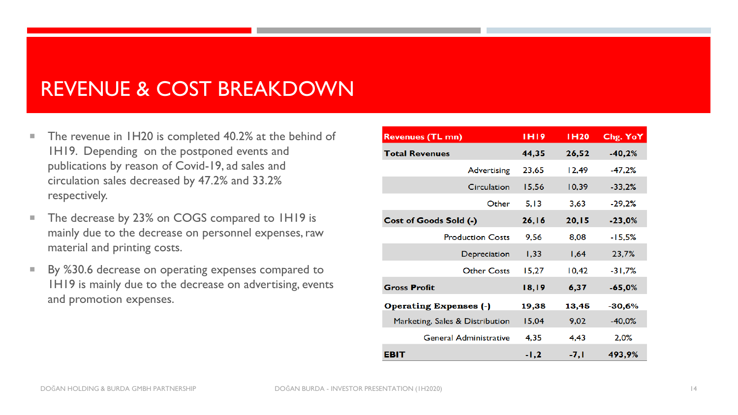# REVENUE & COST BREAKDOWN

- The revenue in 1H20 is completed 40.2% at the behind of 1H19. Depending on the postponed events and publications by reason of Covid-19, ad sales and circulation sales decreased by 47.2% and 33.2% respectively.
- The decrease by 23% on COGS compared to 1H19 is mainly due to the decrease on personnel expenses, raw material and printing costs.
- By %30.6 decrease on operating expenses compared to 1H19 is mainly due to the decrease on advertising, events and promotion expenses.

| Revenues (TL mn) | 1H19 | 1H20 | Chg. YoY |
|---|---|---|---|
| **Total Revenues** | **44,35** | **26,52** | **-40,2%** |
| Advertising | 23,65 | 12,49 | -47,2% |
| Circulation | 15,56 | 10,39 | -33,2% |
| Other | 5,13 | 3,63 | -29,2% |
| **Cost of Goods Sold (-)** | **26,16** | **20,15** | **-23,0%** |
| Production Costs | 9,56 | 8,08 | -15,5% |
| Depreciation | 1,33 | 1,64 | 23,7% |
| Other Costs | 15,27 | 10,42 | -31,7% |
| **Gross Profit** | **18,19** | **6,37** | **-65,0%** |
| **Operating Expenses (-)** | **19,38** | **13,45** | -30,6% |
| Marketing, Sales & Distribution | 15,04 | 9,02 | -40,0% |
| General Administrative | 4,35 | 4,43 | 2,0% |
| **EBIT** | **-1,2** | **-7,1** | **493,9%** |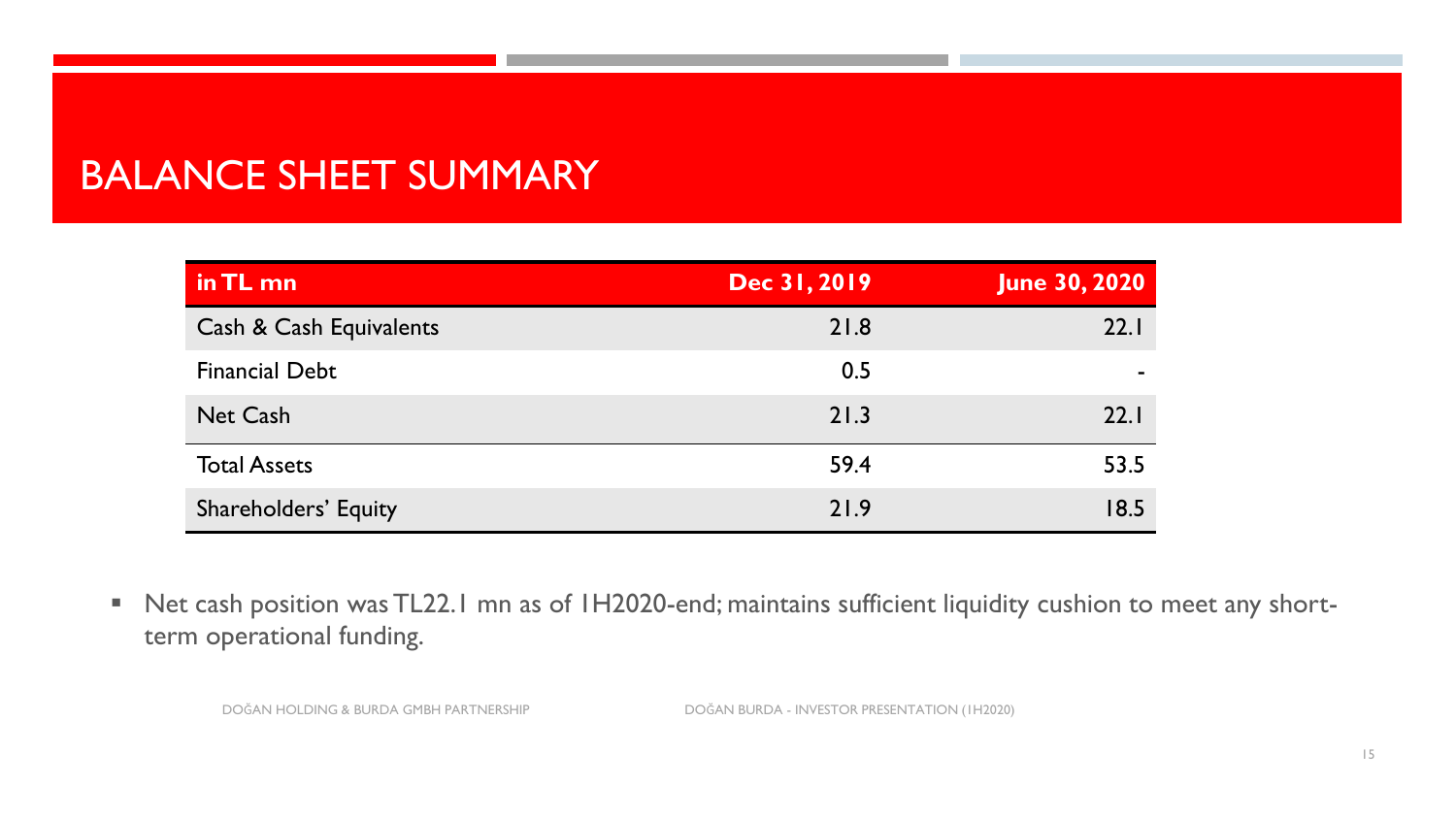# BALANCE SHEET SUMMARY

| in TL mn | Dec 31, 2019 | June 30, 2020 |
|---|---|---|
| Cash & Cash Equivalents | 21.8 | 22.1 |
| Financial Debt | 0.5 | - |
| Net Cash | 21.3 | 22.1 |
| Total Assets | 59.4 | 53.5 |
| Shareholders' Equity | 21.9 | 18.5 |

- Net cash position was TL22.1 mn as of 1H2020-end; maintains sufficient liquidity cushion to meet any short-term operational funding.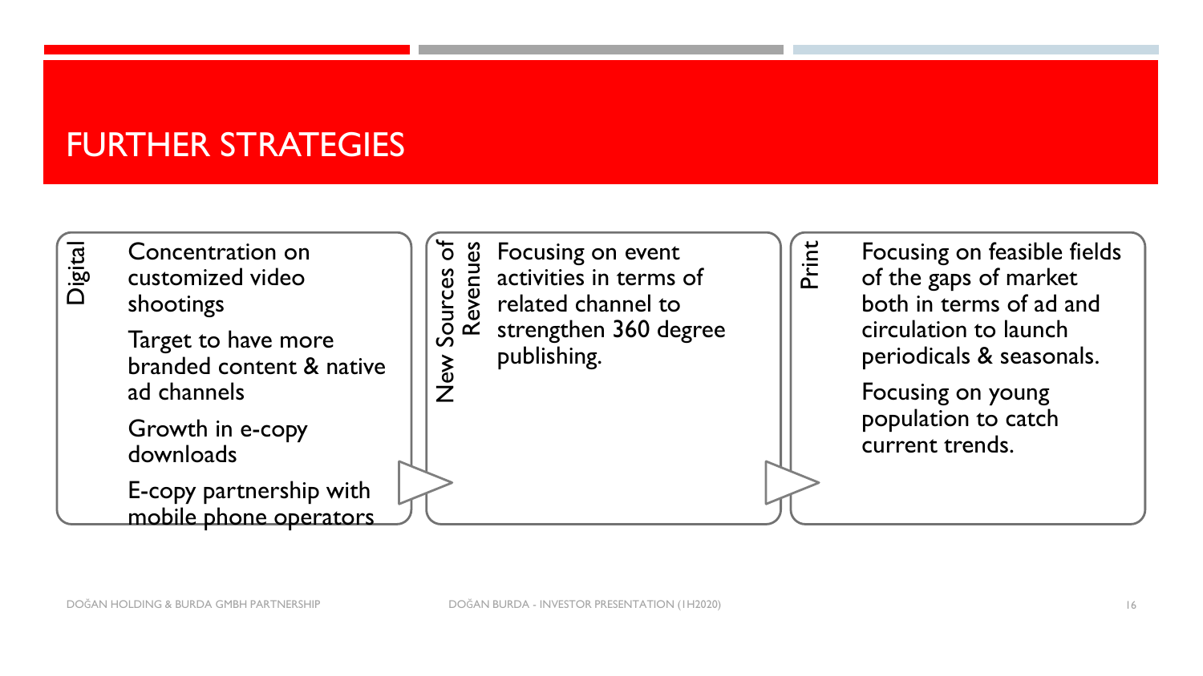# FURTHER STRATEGIES

## Digital

- Concentration on customized video shootings
- Target to have more branded content & native ad channels
- Growth in e-copy downloads
- E-copy partnership with mobile phone operators

## New Sources of Revenues

- Focusing on event activities in terms of related channel to strengthen 360 degree publishing.

## Print

- Focusing on feasible fields of the gaps of market both in terms of ad and circulation to launch periodicals & seasonals.
- Focusing on young population to catch current trends.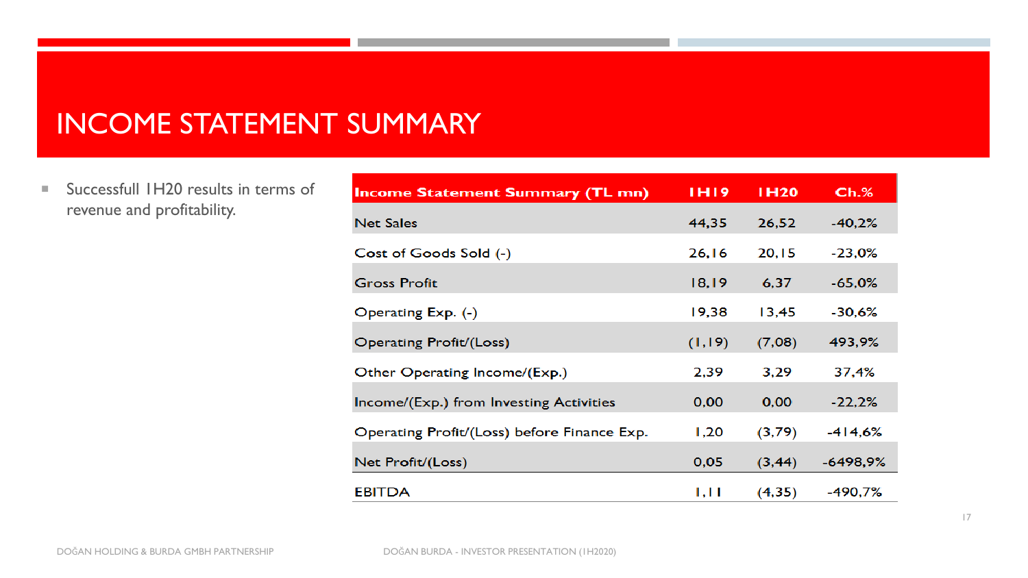# INCOME STATEMENT SUMMARY

- Successfull 1H20 results in terms of revenue and profitability.

| Income Statement Summary (TL mn) | 1H19 | 1H20 | Ch.% |
|---|---|---|---|
| Net Sales | 44,35 | 26,52 | -40,2% |
| Cost of Goods Sold (-) | 26,16 | 20,15 | -23,0% |
| Gross Profit | 18,19 | 6,37 | -65,0% |
| Operating Exp. (-) | 19,38 | 13,45 | -30,6% |
| Operating Profit/(Loss) | (1,19) | (7,08) | 493,9% |
| Other Operating Income/(Exp.) | 2,39 | 3,29 | 37,4% |
| Income/(Exp.) from Investing Activities | 0,00 | 0,00 | -22,2% |
| Operating Profit/(Loss) before Finance Exp. | 1,20 | (3,79) | -414,6% |
| Net Profit/(Loss) | 0,05 | (3,44) | -6498,9% |
| EBITDA | 1,11 | (4,35) | -490,7% |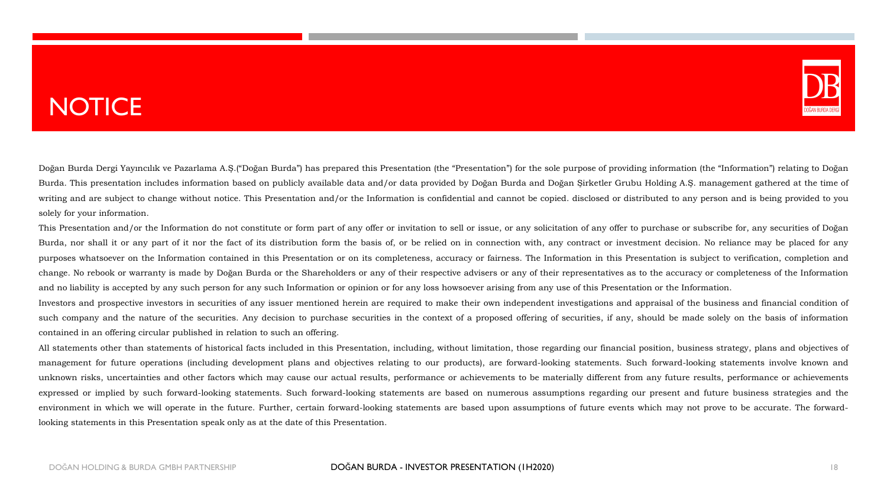# NOTICE

Doğan Burda Dergi Yayıncılık ve Pazarlama A.Ş.("Doğan Burda") has prepared this Presentation (the "Presentation") for the sole purpose of providing information (the "Information") relating to Doğan Burda. This presentation includes information based on publicly available data and/or data provided by Doğan Burda and Doğan Şirketler Grubu Holding A.Ş. management gathered at the time of writing and are subject to change without notice. This Presentation and/or the Information is confidential and cannot be copied. disclosed or distributed to any person and is being provided to you solely for your information.

This Presentation and/or the Information do not constitute or form part of any offer or invitation to sell or issue, or any solicitation of any offer to purchase or subscribe for, any securities of Doğan Burda, nor shall it or any part of it nor the fact of its distribution form the basis of, or be relied on in connection with, any contract or investment decision. No reliance may be placed for any purposes whatsoever on the Information contained in this Presentation or on its completeness, accuracy or fairness. The Information in this Presentation is subject to verification, completion and change. No rebook or warranty is made by Doğan Burda or the Shareholders or any of their respective advisers or any of their representatives as to the accuracy or completeness of the Information and no liability is accepted by any such person for any such Information or opinion or for any loss howsoever arising from any use of this Presentation or the Information.

Investors and prospective investors in securities of any issuer mentioned herein are required to make their own independent investigations and appraisal of the business and financial condition of such company and the nature of the securities. Any decision to purchase securities in the context of a proposed offering of securities, if any, should be made solely on the basis of information contained in an offering circular published in relation to such an offering.

All statements other than statements of historical facts included in this Presentation, including, without limitation, those regarding our financial position, business strategy, plans and objectives of management for future operations (including development plans and objectives relating to our products), are forward-looking statements. Such forward-looking statements involve known and unknown risks, uncertainties and other factors which may cause our actual results, performance or achievements to be materially different from any future results, performance or achievements expressed or implied by such forward-looking statements. Such forward-looking statements are based on numerous assumptions regarding our present and future business strategies and the environment in which we will operate in the future. Further, certain forward-looking statements are based upon assumptions of future events which may not prove to be accurate. The forward-looking statements in this Presentation speak only as at the date of this Presentation.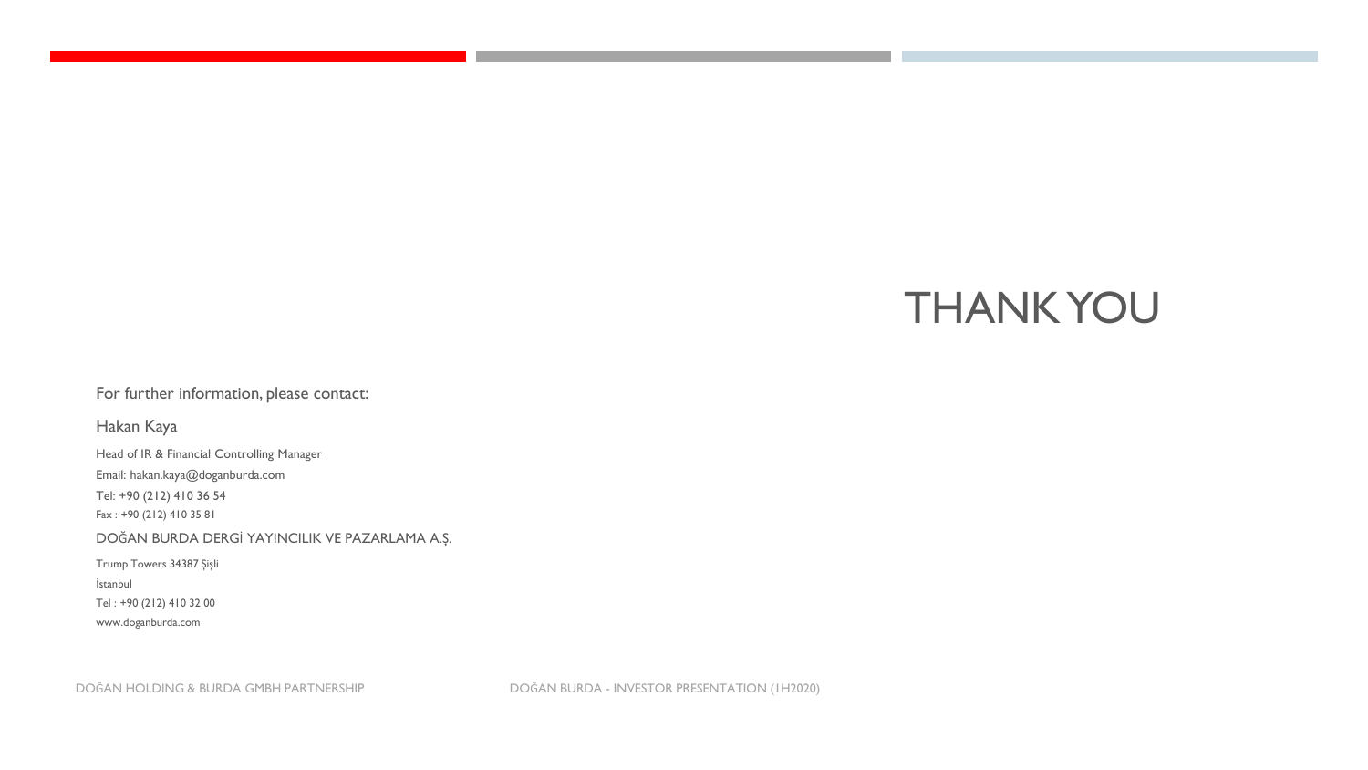# THANK YOU

For further information, please contact:

Hakan Kaya

Head of IR & Financial Controlling Manager

Email: hakan.kaya@doganburda.com

Tel: +90 (212) 410 36 54

Fax : +90 (212) 410 35 81

DOĞAN BURDA DERGİ YAYINCILIK VE PAZARLAMA A.Ş.

Trump Towers 34387 Şişli

İstanbul

Tel : +90 (212) 410 32 00

www.doganburda.com